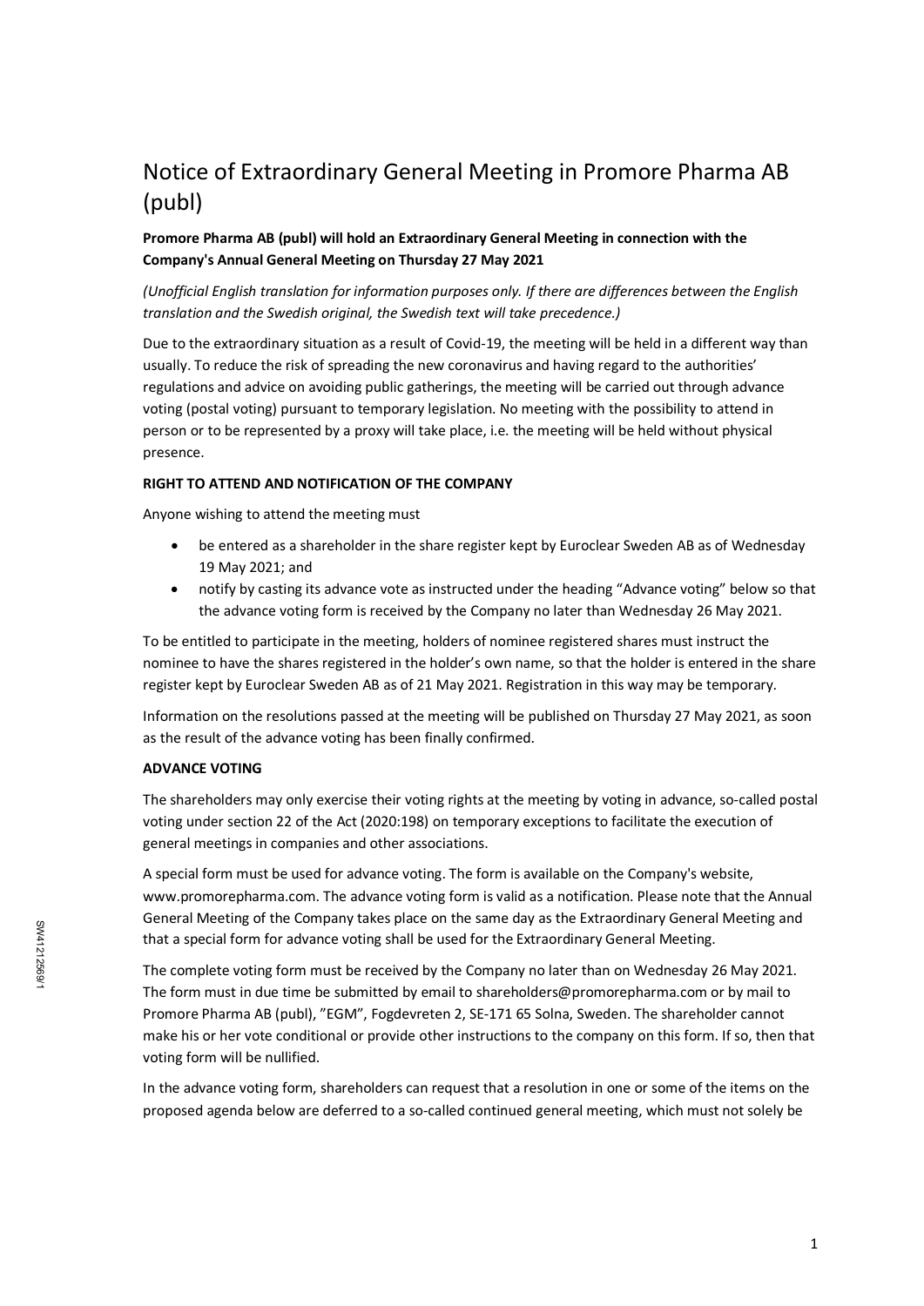# Notice of Extraordinary General Meeting in Promore Pharma AB (publ)

**Promore Pharma AB (publ) will hold an Extraordinary General Meeting in connection with the Company's Annual General Meeting on Thursday 27 May 2021**

*(Unofficial English translation for information purposes only. If there are differences between the English translation and the Swedish original, the Swedish text will take precedence.)*

Due to the extraordinary situation as a result of Covid-19, the meeting will be held in a different way than usually. To reduce the risk of spreading the new coronavirus and having regard to the authorities' regulations and advice on avoiding public gatherings, the meeting will be carried out through advance voting (postal voting) pursuant to temporary legislation. No meeting with the possibility to attend in person or to be represented by a proxy will take place, i.e. the meeting will be held without physical presence.

**RIGHT TO ATTEND AND NOTIFICATION OF THE COMPANY**

Anyone wishing to attend the meeting must

- be entered as a shareholder in the share register kept by Euroclear Sweden AB as of Wednesday 19 May 2021; and
- notify by casting its advance vote as instructed under the heading "Advance voting" below so that the advance voting form is received by the Company no later than Wednesday 26 May 2021.

To be entitled to participate in the meeting, holders of nominee registered shares must instruct the nominee to have the shares registered in the holder's own name, so that the holder is entered in the share register kept by Euroclear Sweden AB as of 21 May 2021. Registration in this way may be temporary.

Information on the resolutions passed at the meeting will be published on Thursday 27 May 2021, as soon as the result of the advance voting has been finally confirmed.

**ADVANCE VOTING**

The shareholders may only exercise their voting rights at the meeting by voting in advance, so-called postal voting under section 22 of the Act (2020:198) on temporary exceptions to facilitate the execution of general meetings in companies and other associations.

A special form must be used for advance voting. The form is available on the Company's website, www.promorepharma.com. The advance voting form is valid as a notification. Please note that the Annual General Meeting of the Company takes place on the same day as the Extraordinary General Meeting and that a special form for advance voting shall be used for the Extraordinary General Meeting.

The complete voting form must be received by the Company no later than on Wednesday 26 May 2021. The form must in due time be submitted by email to shareholders@promorepharma.com or by mail to Promore Pharma AB (publ), "EGM", Fogdevreten 2, SE-171 65 Solna, Sweden. The shareholder cannot make his or her vote conditional or provide other instructions to the company on this form. If so, then that voting form will be nullified.

In the advance voting form, shareholders can request that a resolution in one or some of the items on the proposed agenda below are deferred to a so-called continued general meeting, which must not solely be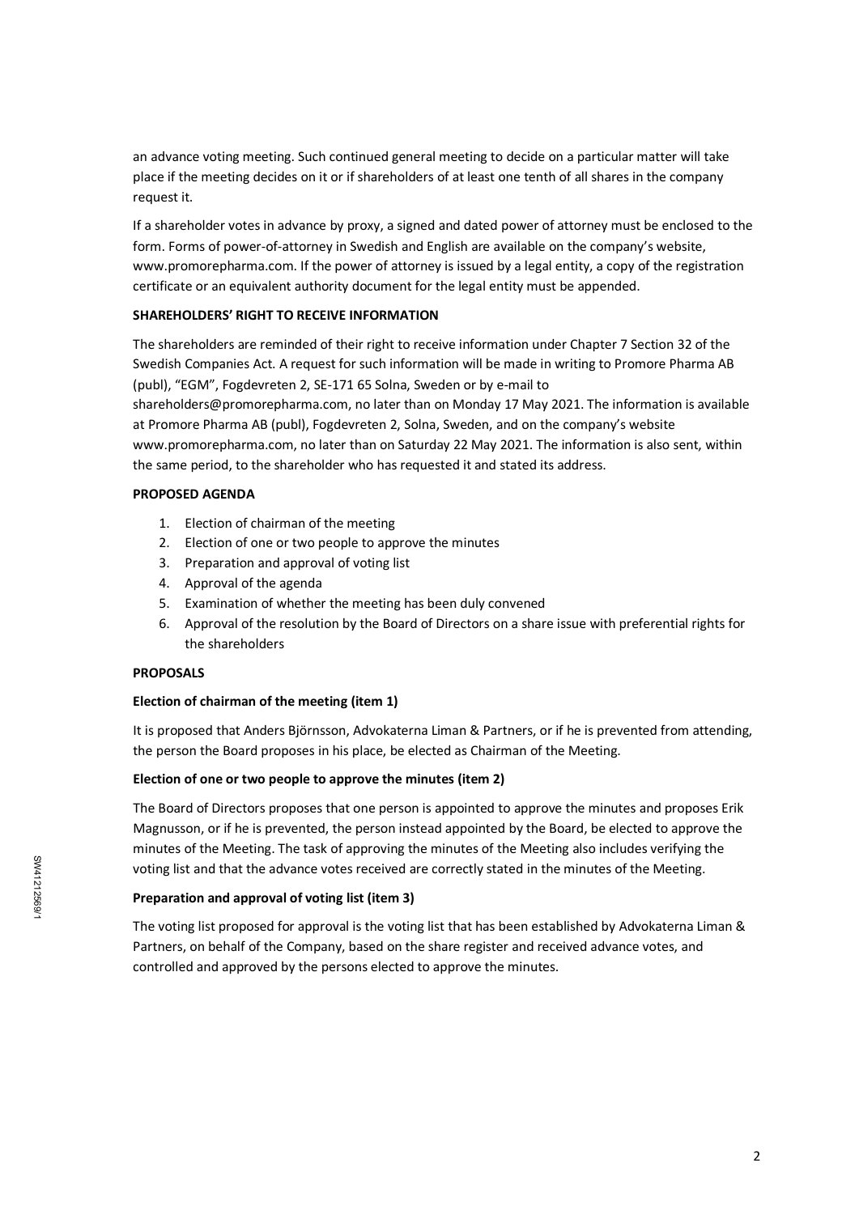an advance voting meeting. Such continued general meeting to decide on a particular matter will take place if the meeting decides on it or if shareholders of at least one tenth of all shares in the company request it.

If a shareholder votes in advance by proxy, a signed and dated power of attorney must be enclosed to the form. Forms of power-of-attorney in Swedish and English are available on the company's website, www.promorepharma.com. If the power of attorney is issued by a legal entity, a copy of the registration certificate or an equivalent authority document for the legal entity must be appended.

**SHAREHOLDERS' RIGHT TO RECEIVE INFORMATION**

The shareholders are reminded of their right to receive information under Chapter 7 Section 32 of the Swedish Companies Act. A request for such information will be made in writing to Promore Pharma AB (publ), "EGM", Fogdevreten 2, SE-171 65 Solna, Sweden or by e-mail to shareholders@promorepharma.com, no later than on Monday 17 May 2021. The information is available at Promore Pharma AB (publ), Fogdevreten 2, Solna, Sweden, and on the company's website www.promorepharma.com, no later than on Saturday 22 May 2021. The information is also sent, within the same period, to the shareholder who has requested it and stated its address.

**PROPOSED AGENDA**

1. Election of chairman of the meeting
2. Election of one or two people to approve the minutes
3. Preparation and approval of voting list
4. Approval of the agenda
5. Examination of whether the meeting has been duly convened
6. Approval of the resolution by the Board of Directors on a share issue with preferential rights for the shareholders

**PROPOSALS**

**Election of chairman of the meeting (item 1)**

It is proposed that Anders Björnsson, Advokaterna Liman & Partners, or if he is prevented from attending, the person the Board proposes in his place, be elected as Chairman of the Meeting.

**Election of one or two people to approve the minutes (item 2)**

The Board of Directors proposes that one person is appointed to approve the minutes and proposes Erik Magnusson, or if he is prevented, the person instead appointed by the Board, be elected to approve the minutes of the Meeting. The task of approving the minutes of the Meeting also includes verifying the voting list and that the advance votes received are correctly stated in the minutes of the Meeting.

**Preparation and approval of voting list (item 3)**

The voting list proposed for approval is the voting list that has been established by Advokaterna Liman & Partners, on behalf of the Company, based on the share register and received advance votes, and controlled and approved by the persons elected to approve the minutes.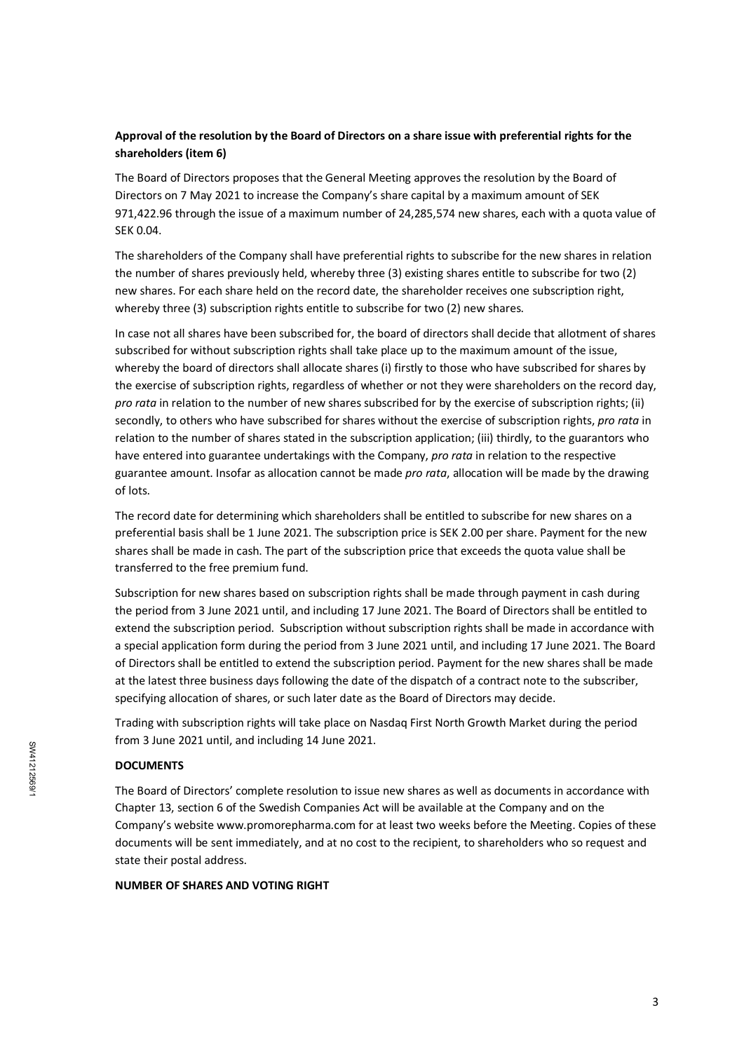**Approval of the resolution by the Board of Directors on a share issue with preferential rights for the shareholders (item 6)**

The Board of Directors proposes that the General Meeting approves the resolution by the Board of Directors on 7 May 2021 to increase the Company's share capital by a maximum amount of SEK 971,422.96 through the issue of a maximum number of 24,285,574 new shares, each with a quota value of SEK 0.04.

The shareholders of the Company shall have preferential rights to subscribe for the new shares in relation the number of shares previously held, whereby three (3) existing shares entitle to subscribe for two (2) new shares. For each share held on the record date, the shareholder receives one subscription right, whereby three (3) subscription rights entitle to subscribe for two (2) new shares.

In case not all shares have been subscribed for, the board of directors shall decide that allotment of shares subscribed for without subscription rights shall take place up to the maximum amount of the issue, whereby the board of directors shall allocate shares (i) firstly to those who have subscribed for shares by the exercise of subscription rights, regardless of whether or not they were shareholders on the record day, *pro rata* in relation to the number of new shares subscribed for by the exercise of subscription rights; (ii) secondly, to others who have subscribed for shares without the exercise of subscription rights, *pro rata* in relation to the number of shares stated in the subscription application; (iii) thirdly, to the guarantors who have entered into guarantee undertakings with the Company, *pro rata* in relation to the respective guarantee amount. Insofar as allocation cannot be made *pro rata*, allocation will be made by the drawing of lots.

The record date for determining which shareholders shall be entitled to subscribe for new shares on a preferential basis shall be 1 June 2021. The subscription price is SEK 2.00 per share. Payment for the new shares shall be made in cash. The part of the subscription price that exceeds the quota value shall be transferred to the free premium fund.

Subscription for new shares based on subscription rights shall be made through payment in cash during the period from 3 June 2021 until, and including 17 June 2021. The Board of Directors shall be entitled to extend the subscription period. Subscription without subscription rights shall be made in accordance with a special application form during the period from 3 June 2021 until, and including 17 June 2021. The Board of Directors shall be entitled to extend the subscription period. Payment for the new shares shall be made at the latest three business days following the date of the dispatch of a contract note to the subscriber, specifying allocation of shares, or such later date as the Board of Directors may decide.

Trading with subscription rights will take place on Nasdaq First North Growth Market during the period from 3 June 2021 until, and including 14 June 2021.

**DOCUMENTS**

The Board of Directors' complete resolution to issue new shares as well as documents in accordance with Chapter 13, section 6 of the Swedish Companies Act will be available at the Company and on the Company's website www.promorepharma.com for at least two weeks before the Meeting. Copies of these documents will be sent immediately, and at no cost to the recipient, to shareholders who so request and state their postal address.

**NUMBER OF SHARES AND VOTING RIGHT**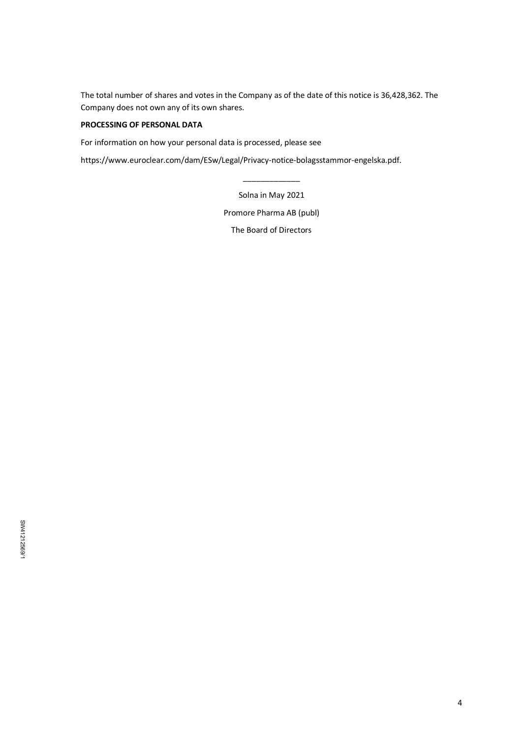The total number of shares and votes in the Company as of the date of this notice is 36,428,362. The Company does not own any of its own shares.

**PROCESSING OF PERSONAL DATA**

For information on how your personal data is processed, please see

https://www.euroclear.com/dam/ESw/Legal/Privacy-notice-bolagsstammor-engelska.pdf.

_____________

Solna in May 2021

Promore Pharma AB (publ)

The Board of Directors

SW41212569/1